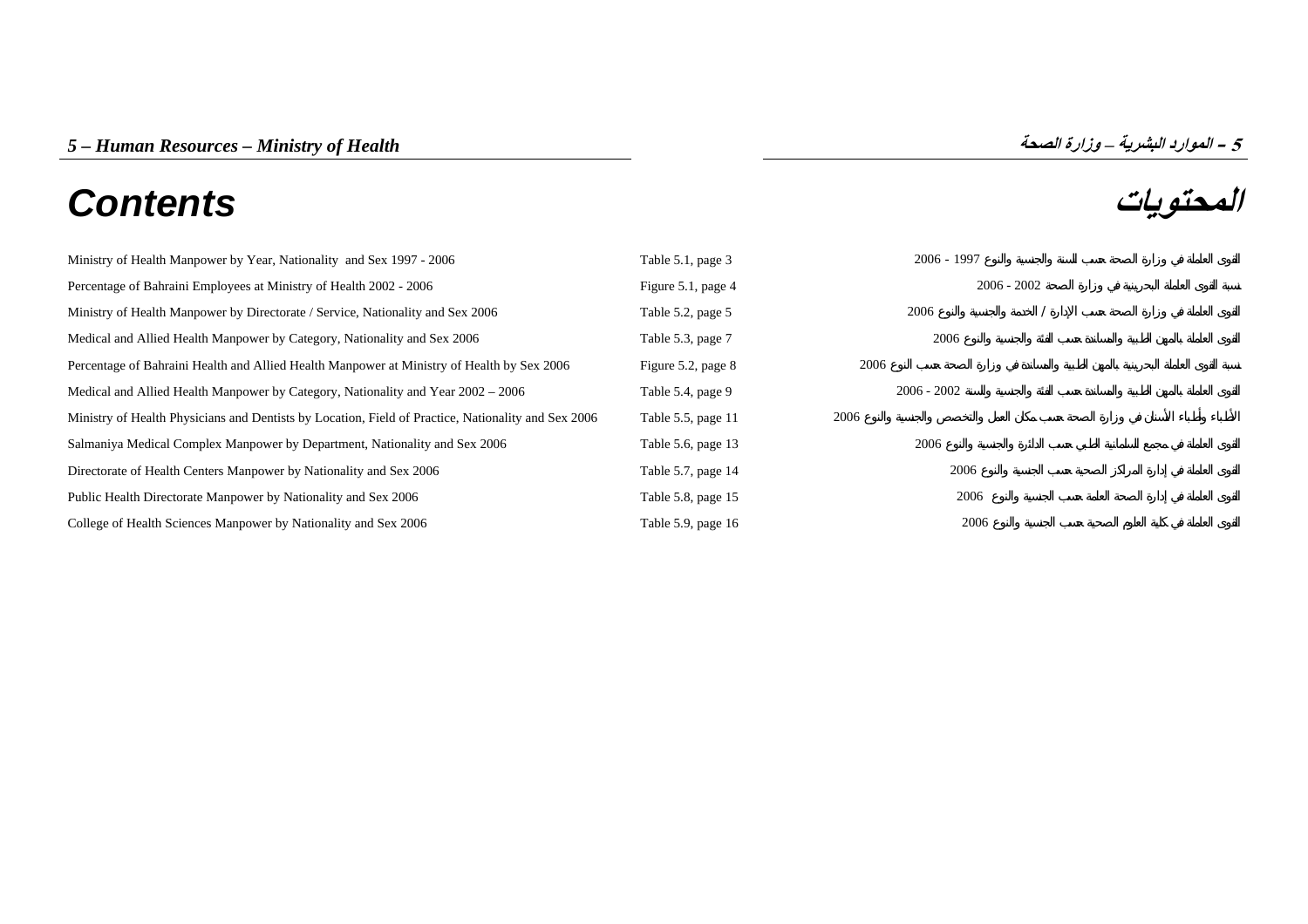*5 – Human Resources – Ministry of Health*

*5 – الموارد البشرية – وزارة الصحة*

# Contents

# المحتويات

| Contents | Location | المحتويات |
|---|---|---|
| Ministry of Health Manpower by Year, Nationality and Sex 1997 - 2006 | Table 5.1, page 3 | القوى العاملة في وزارة الصحة حسب السنة والجنسية والنوع 1997 - 2006 |
| Percentage of Bahraini Employees at Ministry of Health 2002 - 2006 | Figure 5.1, page 4 | نسبة القوى العاملة البحرينية في وزارة الصحة 2002 - 2006 |
| Ministry of Health Manpower by Directorate / Service, Nationality and Sex 2006 | Table 5.2, page 5 | القوى العاملة في وزارة الصحة حسب الإدارة / الخدمة والجنسية والنوع 2006 |
| Medical and Allied Health Manpower by Category, Nationality and Sex 2006 | Table 5.3, page 7 | القوى العاملة بالمهن الطبية والمساندة حسب الفئة والجنسية والنوع 2006 |
| Percentage of Bahraini Health and Allied Health Manpower at Ministry of Health by Sex 2006 | Figure 5.2, page 8 | نسبة القوى العاملة البحرينية بالمهن الطبية والمساندة في وزارة الصحة حسب النوع 2006 |
| Medical and Allied Health Manpower by Category, Nationality and Year 2002 – 2006 | Table 5.4, page 9 | القوى العاملة بالمهن الطبية والمساندة حسب الفئة والجنسية والسنة 2002 - 2006 |
| Ministry of Health Physicians and Dentists by Location, Field of Practice, Nationality and Sex 2006 | Table 5.5, page 11 | الأطباء وأطباء الأسنان في وزارة الصحة حسب مكان العمل والتخصص والجنسية والنوع 2006 |
| Salmaniya Medical Complex Manpower by Department, Nationality and Sex 2006 | Table 5.6, page 13 | القوى العاملة في مجمع السلمانية الطبي حسب الدائرة والجنسية والنوع 2006 |
| Directorate of Health Centers Manpower by Nationality and Sex 2006 | Table 5.7, page 14 | القوى العاملة في إدارة المراكز الصحية حسب الجنسية والنوع 2006 |
| Public Health Directorate Manpower by Nationality and Sex 2006 | Table 5.8, page 15 | القوى العاملة في إدارة الصحة العامة حسب الجنسية والنوع 2006 |
| College of Health Sciences Manpower by Nationality and Sex 2006 | Table 5.9, page 16 | القوى العاملة في كلية العلوم الصحية حسب الجنسية والنوع 2006 |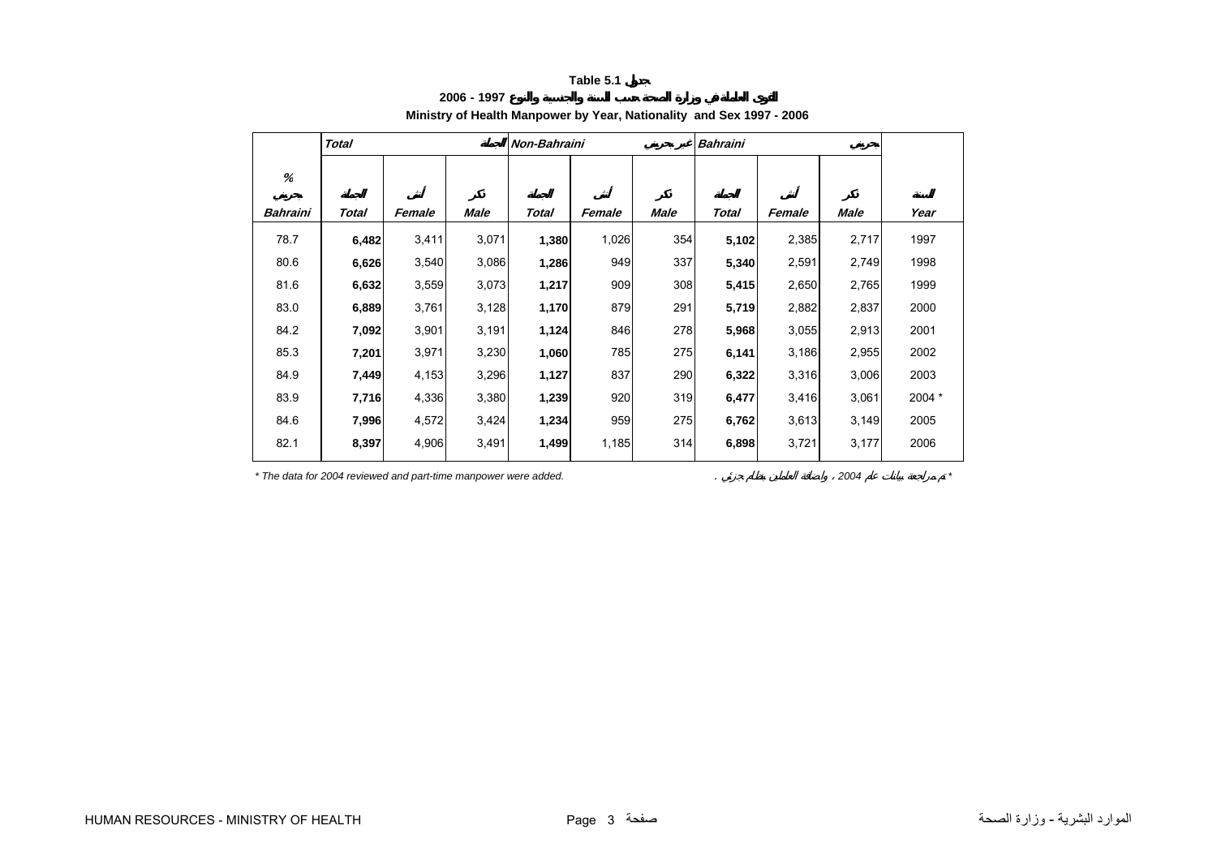**Table 5.1 جدول**

**القوى العاملة في وزارة الصحة حسب السنة والجنسية والنوع 1997 - 2006**

**Ministry of Health Manpower by Year, Nationality and Sex 1997 - 2006**

| % بحريني | Total الجملة | | | Non-Bahraini غير بحريني | | | Bahraini بحريني | | | |
|---|---|---|---|---|---|---|---|---|---|---|
| **Bahraini** | **Total** الجملة | **Female** أنثى | **Male** ذكر | **Total** الجملة | **Female** أنثى | **Male** ذكر | **Total** الجملة | **Female** أنثى | **Male** ذكر | **Year** السنة |
| 78.7 | **6,482** | 3,411 | 3,071 | **1,380** | 1,026 | 354 | **5,102** | 2,385 | 2,717 | 1997 |
| 80.6 | **6,626** | 3,540 | 3,086 | **1,286** | 949 | 337 | **5,340** | 2,591 | 2,749 | 1998 |
| 81.6 | **6,632** | 3,559 | 3,073 | **1,217** | 909 | 308 | **5,415** | 2,650 | 2,765 | 1999 |
| 83.0 | **6,889** | 3,761 | 3,128 | **1,170** | 879 | 291 | **5,719** | 2,882 | 2,837 | 2000 |
| 84.2 | **7,092** | 3,901 | 3,191 | **1,124** | 846 | 278 | **5,968** | 3,055 | 2,913 | 2001 |
| 85.3 | **7,201** | 3,971 | 3,230 | **1,060** | 785 | 275 | **6,141** | 3,186 | 2,955 | 2002 |
| 84.9 | **7,449** | 4,153 | 3,296 | **1,127** | 837 | 290 | **6,322** | 3,316 | 3,006 | 2003 |
| 83.9 | **7,716** | 4,336 | 3,380 | **1,239** | 920 | 319 | **6,477** | 3,416 | 3,061 | 2004 * |
| 84.6 | **7,996** | 4,572 | 3,424 | **1,234** | 959 | 275 | **6,762** | 3,613 | 3,149 | 2005 |
| 82.1 | **8,397** | 4,906 | 3,491 | **1,499** | 1,185 | 314 | **6,898** | 3,721 | 3,177 | 2006 |

*\* The data for 2004 reviewed and part-time manpower were added.*

*\* تم مراجعة بيانات عام 2004 ، وإضافة العاملين بنظام جزئي .*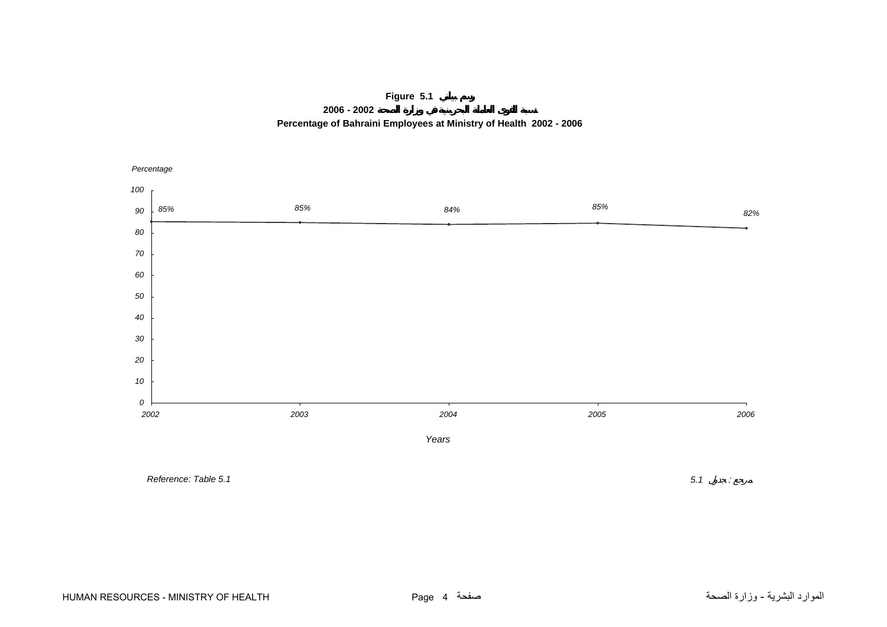**Figure 5.1 رسم بياني**

**2006 - 2002 نسبة القوى العاملة البحرينية في وزارة الصحة**

**Percentage of Bahraini Employees at Ministry of Health 2002 - 2006**

*Percentage*

| Years | 2002 | 2003 | 2004 | 2005 | 2006 |
|---|---|---|---|---|---|
| Percentage | 85% | 85% | 84% | 85% | 82% |

*Years*

*Reference: Table 5.1*

مرجع : جدول 5.1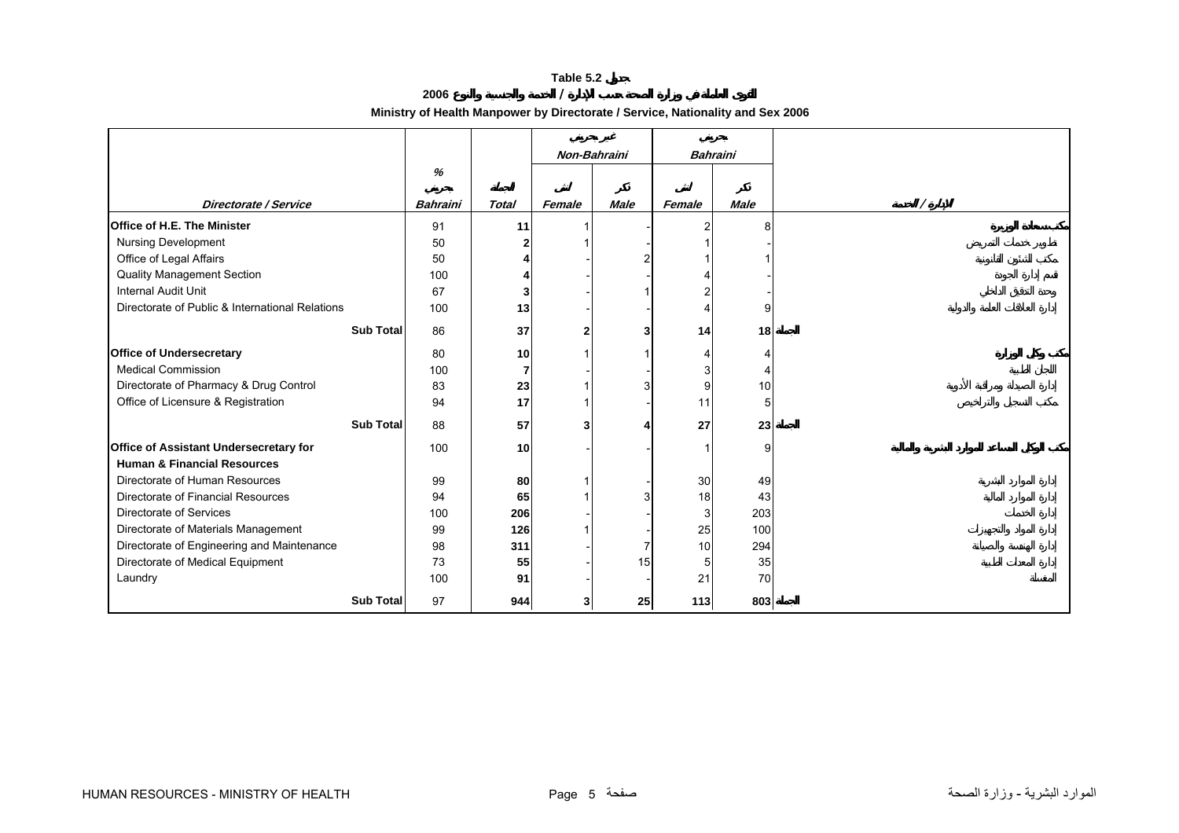**Table 5.2 جدول**

**القوى العاملة في وزارة الصحة حسب الإدارة / الخدمة والجنسية والنوع 2006**

**Ministry of Health Manpower by Directorate / Service, Nationality and Sex 2006**

| Directorate / Service | % بحريني Bahraini | الجملة Total | Non-Bahraini غير بحريني | | Bahraini بحريني | | الإدارة / الخدمة |
|---|---|---|---|---|---|---|---|
| | | | أنثى Female | ذكر Male | أنثى Female | ذكر Male | |
| **Office of H.E. The Minister** | 91 | **11** | 1 | - | 2 | 8 | **مكتب سعادة الوزيرة** |
| Nursing Development | 50 | **2** | 1 | - | 1 | - | تطوير خدمات التمريض |
| Office of Legal Affairs | 50 | **4** | - | 2 | 1 | 1 | مكتب الشئون القانونية |
| Quality Management Section | 100 | **4** | - | - | 4 | - | قسم إدارة الجودة |
| Internal Audit Unit | 67 | **3** | - | 1 | 2 | - | وحدة التدقيق الداخلي |
| Directorate of Public & International Relations | 100 | **13** | - | - | 4 | 9 | إدارة العلاقات العامة والدولية |
| **Sub Total** | 86 | **37** | **2** | **3** | **14** | **18** | **الجملة** |
| **Office of Undersecretary** | 80 | **10** | 1 | 1 | 4 | 4 | **مكتب وكيل الوزارة** |
| Medical Commission | 100 | **7** | - | - | 3 | 4 | اللجان الطبية |
| Directorate of Pharmacy & Drug Control | 83 | **23** | 1 | 3 | 9 | 10 | إدارة الصيدلة ومراقبة الأدوية |
| Office of Licensure & Registration | 94 | **17** | 1 | - | 11 | 5 | مكتب التسجيل والتراخيص |
| **Sub Total** | 88 | **57** | **3** | **4** | **27** | **23** | **الجملة** |
| **Office of Assistant Undersecretary for Human & Financial Resources** | 100 | **10** | - | - | 1 | 9 | **مكتب الوكيل المساعد للموارد البشرية والمالية** |
| Directorate of Human Resources | 99 | **80** | 1 | - | 30 | 49 | إدارة الموارد البشرية |
| Directorate of Financial Resources | 94 | **65** | 1 | 3 | 18 | 43 | إدارة الموارد المالية |
| Directorate of Services | 100 | **206** | - | - | 3 | 203 | إدارة الخدمات |
| Directorate of Materials Management | 99 | **126** | 1 | - | 25 | 100 | إدارة المواد والتجهيزات |
| Directorate of Engineering and Maintenance | 98 | **311** | - | 7 | 10 | 294 | إدارة الهندسة والصيانة |
| Directorate of Medical Equipment | 73 | **55** | - | 15 | 5 | 35 | إدارة المعدات الطبية |
| Laundry | 100 | **91** | - | - | 21 | 70 | المغسلة |
| **Sub Total** | 97 | **944** | **3** | **25** | **113** | **803** | **الجملة** |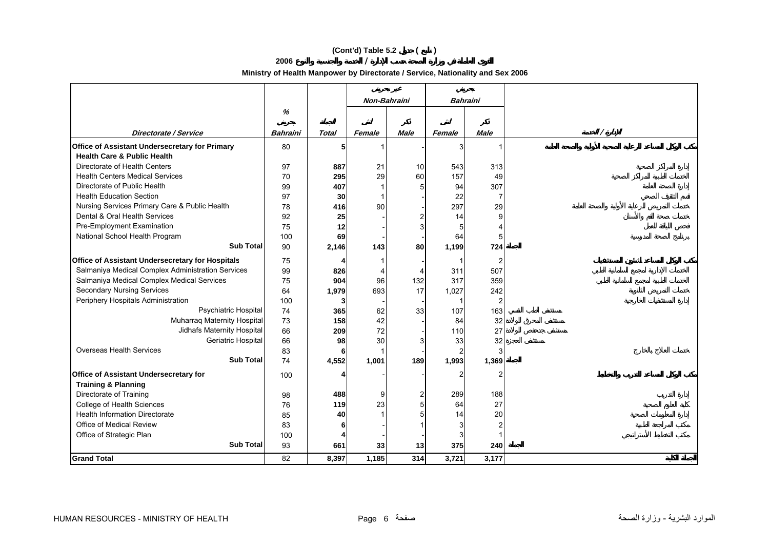## (Cont'd) Table 5.2 جدول ( تابع )

### القوى العاملة في وزارة الصحة حسب الإدارة / الخدمة والجنسية والنوع 2006

### Ministry of Health Manpower by Directorate / Service, Nationality and Sex 2006

| | | | غير بحريني Non-Bahraini | | بحريني Bahraini | | |
|---|---|---|---|---|---|---|---|
| Directorate / Service | % بحريني Bahraini | الجملة Total | أنثى Female | ذكر Male | أنثى Female | ذكر Male | الإدارة / الخدمة |
| **Office of Assistant Undersecretary for Primary Health Care & Public Health** | 80 | **5** | 1 | - | 3 | 1 | مكتب الوكيل المساعد للرعاية الصحية الأولية والصحة العامة |
| Directorate of Health Centers | 97 | **887** | 21 | 10 | 543 | 313 | إدارة المراكز الصحية |
| Health Centers Medical Services | 70 | **295** | 29 | 60 | 157 | 49 | الخدمات الطبية للمراكز الصحية |
| Directorate of Public Health | 99 | **407** | 1 | 5 | 94 | 307 | إدارة الصحة العامة |
| Health Education Section | 97 | **30** | 1 | - | 22 | 7 | قسم التثقيف الصحي |
| Nursing Services Primary Care & Public Health | 78 | **416** | 90 | - | 297 | 29 | خدمات التمريض للرعاية الأولية والصحة العامة |
| Dental & Oral Health Services | 92 | **25** | - | 2 | 14 | 9 | خدمات صحة الفم والأسنان |
| Pre-Employment Examination | 75 | **12** | - | 3 | 5 | 4 | فحص اللياقة للعمل |
| National School Health Program | 100 | **69** | - | - | 64 | 5 | برنامج الصحة المدرسية |
| **Sub Total** | 90 | **2,146** | **143** | **80** | **1,199** | **724** | الجملة |
| **Office of Assistant Undersecretary for Hospitals** | 75 | **4** | 1 | - | 1 | 2 | مكتب الوكيل المساعد لشئون المستشفيات |
| Salmaniya Medical Complex Administration Services | 99 | **826** | 4 | 4 | 311 | 507 | الخدمات الإدارية لمجمع السلمانية الطبي |
| Salmaniya Medical Complex Medical Services | 75 | **904** | 96 | 132 | 317 | 359 | الخدمات الطبية لمجمع السلمانية الطبي |
| Secondary Nursing Services | 64 | **1,979** | 693 | 17 | 1,027 | 242 | خدمات التمريض الثانوية |
| Periphery Hospitals Administration | 100 | **3** | - | - | 1 | 2 | إدارة المستشفيات الخارجية |
| Psychiatric Hospital | 74 | **365** | 62 | 33 | 107 | 163 | مستشفى الطب النفسي |
| Muharraq Maternity Hospital | 73 | **158** | 42 | - | 84 | 32 | مستشفى المحرق للولادة |
| Jidhafs Maternity Hospital | 66 | **209** | 72 | - | 110 | 27 | مستشفى جدحفص للولادة |
| Geriatric Hospital | 66 | **98** | 30 | 3 | 33 | 32 | مستشفى العجزة |
| Overseas Health Services | 83 | **6** | 1 | - | 2 | 3 | خدمات العلاج بالخارج |
| **Sub Total** | 74 | **4,552** | **1,001** | **189** | **1,993** | **1,369** | الجملة |
| **Office of Assistant Undersecretary for Training & Planning** | 100 | **4** | - | - | 2 | 2 | مكتب الوكيل المساعد للتدريب والتخطيط |
| Directorate of Training | 98 | **488** | 9 | 2 | 289 | 188 | إدارة التدريب |
| College of Health Sciences | 76 | **119** | 23 | 5 | 64 | 27 | كلية العلوم الصحية |
| Health Information Directorate | 85 | **40** | 1 | 5 | 14 | 20 | إدارة المعلومات الصحية |
| Office of Medical Review | 83 | **6** | - | 1 | 3 | 2 | مكتب المراجعة الطبية |
| Office of Strategic Plan | 100 | **4** | - | - | 3 | 1 | مكتب التخطيط الأستراتيجي |
| **Sub Total** | 93 | **661** | **33** | **13** | **375** | **240** | الجملة |
| **Grand Total** | 82 | **8,397** | **1,185** | **314** | **3,721** | **3,177** | الجملة الكلية |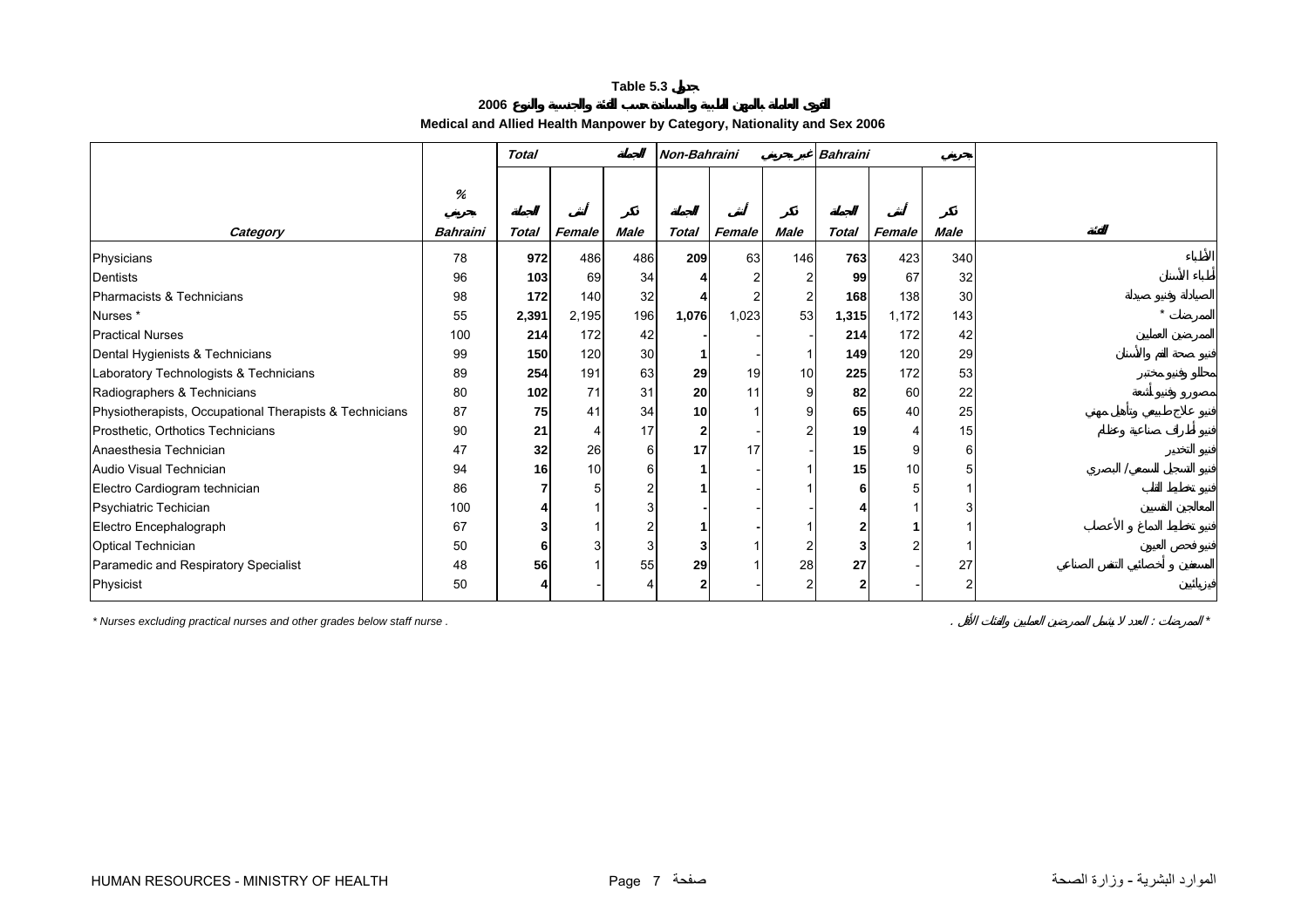**Table 5.3 جدول**

**2006 القوى العاملة بالمهن الطبية والمساندة حسب الفئة والجنسية والنوع**

**Medical and Allied Health Manpower by Category, Nationality and Sex 2006**

| | | *Total* | | *الجملة* | *Non-Bahraini* | | *غير بحريني* | *Bahraini* | | *بحريني* | |
|---|---|---|---|---|---|---|---|---|---|---|---|
| *Category* | *%* *بحريني* *Bahraini* | *الجملة* *Total* | *أنثى* *Female* | *ذكر* *Male* | *الجملة* *Total* | *أنثى* *Female* | *ذكر* *Male* | *الجملة* *Total* | *أنثى* *Female* | *ذكر* *Male* | *الفئة* |
| Physicians | 78 | **972** | 486 | 486 | **209** | 63 | 146 | **763** | 423 | 340 | الأطباء |
| Dentists | 96 | **103** | 69 | 34 | **4** | 2 | 2 | **99** | 67 | 32 | أطباء الأسنان |
| Pharmacists & Technicians | 98 | **172** | 140 | 32 | **4** | 2 | 2 | **168** | 138 | 30 | الصيادلة وفنيو صيدلة |
| Nurses * | 55 | **2,391** | 2,195 | 196 | **1,076** | 1,023 | 53 | **1,315** | 1,172 | 143 | الممرضات * |
| Practical Nurses | 100 | **214** | 172 | 42 | **-** | - | - | **214** | 172 | 42 | الممرضين العمليين |
| Dental Hygienists & Technicians | 99 | **150** | 120 | 30 | **1** | - | 1 | **149** | 120 | 29 | فنيو صحة الفم والأسنان |
| Laboratory Technologists & Technicians | 89 | **254** | 191 | 63 | **29** | 19 | 10 | **225** | 172 | 53 | محللو وفنيو مختبر |
| Radiographers & Technicians | 80 | **102** | 71 | 31 | **20** | 11 | 9 | **82** | 60 | 22 | مصورو وفنيو أشعة |
| Physiotherapists, Occupational Therapists & Technicians | 87 | **75** | 41 | 34 | **10** | 1 | 9 | **65** | 40 | 25 | فنيو علاج طبيعي وتأهيل مهني |
| Prosthetic, Orthotics Technicians | 90 | **21** | 4 | 17 | **2** | - | 2 | **19** | 4 | 15 | فنيو أطراف صناعية وعظام |
| Anaesthesia Technician | 47 | **32** | 26 | 6 | **17** | 17 | - | **15** | 9 | 6 | فنيو التخدير |
| Audio Visual Technician | 94 | **16** | 10 | 6 | **1** | - | 1 | **15** | 10 | 5 | فنيو التسجيل السمعي / البصري |
| Electro Cardiogram technician | 86 | **7** | 5 | 2 | **1** | - | 1 | **6** | 5 | 1 | فنيو تخطيط القلب |
| Psychiatric Techician | 100 | **4** | 1 | 3 | **-** | - | - | **4** | 1 | 3 | المعالجين النفسيين |
| Electro Encephalograph | 67 | **3** | 1 | 2 | **1** | - | 1 | **2** | **1** | 1 | فنيو تخطيط الدماغ و الأعصاب |
| Optical Technician | 50 | **6** | 3 | 3 | **3** | 1 | 2 | **3** | 2 | 1 | فنيو فحص العيون |
| Paramedic and Respiratory Specialist | 48 | **56** | 1 | 55 | **29** | 1 | 28 | **27** | - | 27 | المسعفين و أخصائيي التنفس الصناعي |
| Physicist | 50 | **4** | - | 4 | **2** | - | 2 | **2** | - | 2 | فيزيائيين |

*\* Nurses excluding practical nurses and other grades below staff nurse .*

*\* الممرضات : العدد لا يشمل الممرضين العمليين والفئات الأقل .*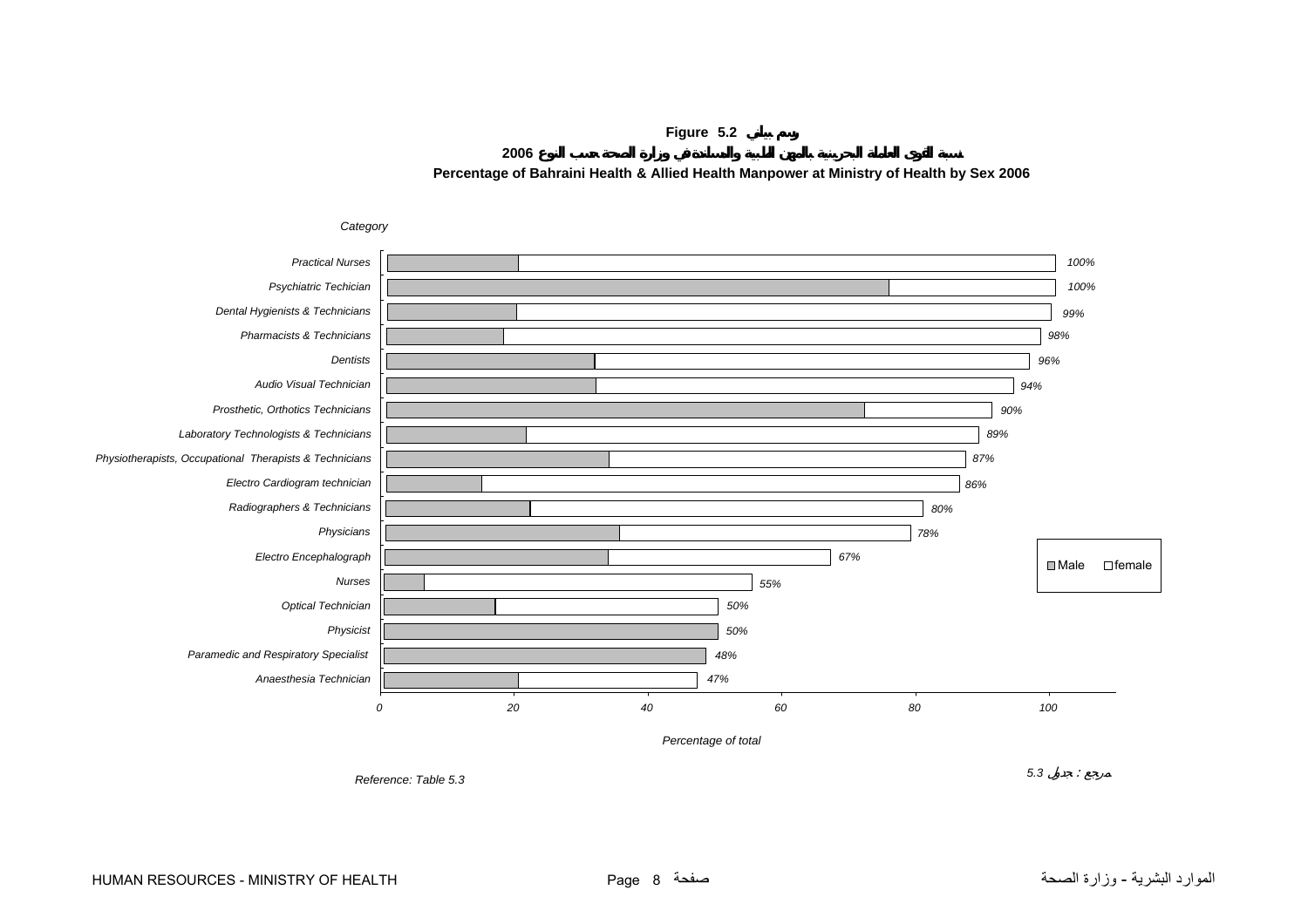**Figure 5.2 رسم بياني**

**نسبة القوى العاملة البحرينية بالمهن الطبية والمساندة في وزارة الصحة حسب النوع 2006**

**Percentage of Bahraini Health & Allied Health Manpower at Ministry of Health by Sex 2006**

*Category*

| Category | Total % |
|---|---|
| Practical Nurses | 100% |
| Psychiatric Techician | 100% |
| Dental Hygienists & Technicians | 99% |
| Pharmacists & Technicians | 98% |
| Dentists | 96% |
| Audio Visual Technician | 94% |
| Prosthetic, Orthotics Technicians | 90% |
| Laboratory Technologists & Technicians | 89% |
| Physiotherapists, Occupational Therapists & Technicians | 87% |
| Electro Cardiogram technician | 86% |
| Radiographers & Technicians | 80% |
| Physicians | 78% |
| Electro Encephalograph | 67% |
| Nurses | 55% |
| Optical Technician | 50% |
| Physicist | 50% |
| Paramedic and Respiratory Specialist | 48% |
| Anaesthesia Technician | 47% |

Male / female

*Percentage of total*

*Reference: Table 5.3*

*مرجع : جدول 5.3*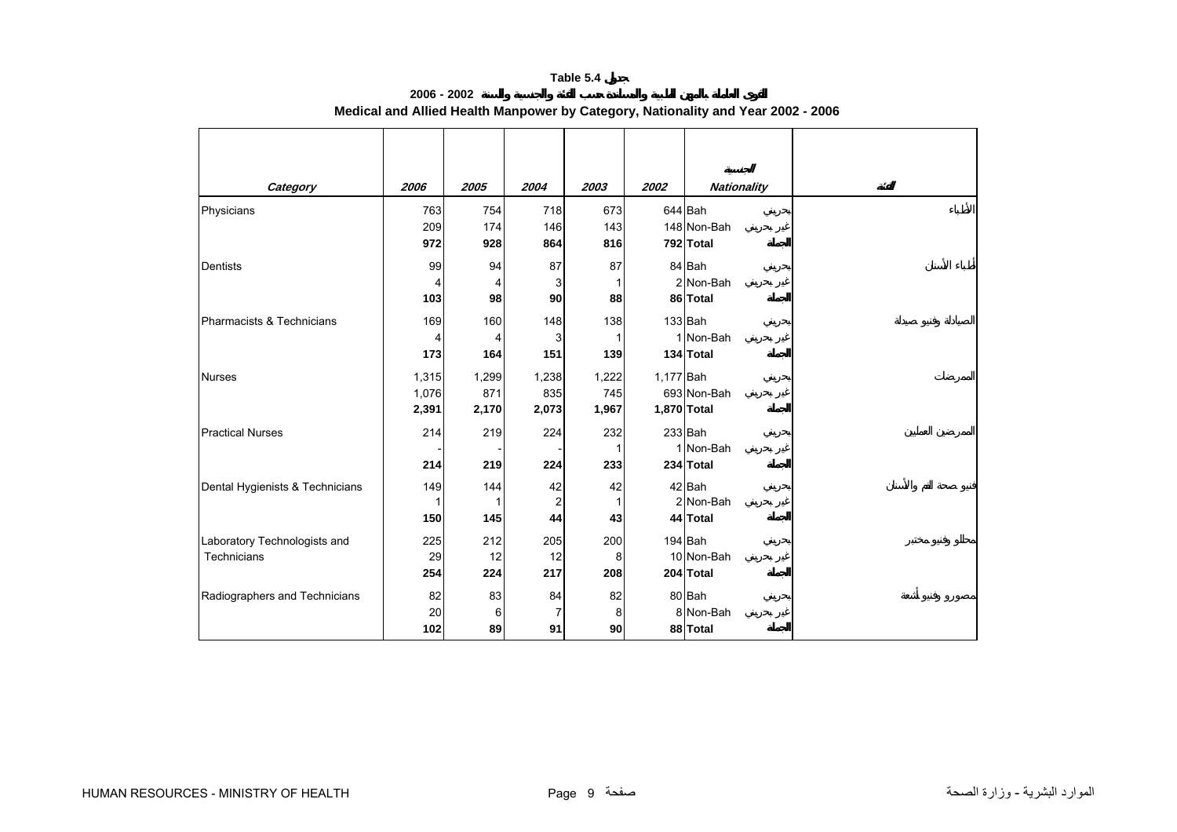# Table 5.4 جدول

## القوى العاملة بالمهن الطبية والمساندة حسب الفئة والجنسية والسنة 2002 - 2006

## Medical and Allied Health Manpower by Category, Nationality and Year 2002 - 2006

| Category | 2006 | 2005 | 2004 | 2003 | 2002 | Nationality | الجنسية | الفئة |
|---|---|---|---|---|---|---|---|---|
| Physicians | 763 | 754 | 718 | 673 | 644 | Bah | بحريني | الأطباء |
| | 209 | 174 | 146 | 143 | 148 | Non-Bah | غير بحريني | |
| | **972** | **928** | **864** | **816** | **792** | **Total** | **الجملة** | |
| Dentists | 99 | 94 | 87 | 87 | 84 | Bah | بحريني | أطباء الأسنان |
| | 4 | 4 | 3 | 1 | 2 | Non-Bah | غير بحريني | |
| | **103** | **98** | **90** | **88** | **86** | **Total** | **الجملة** | |
| Pharmacists & Technicians | 169 | 160 | 148 | 138 | 133 | Bah | بحريني | الصيادلة وفنيو صيدلة |
| | 4 | 4 | 3 | 1 | 1 | Non-Bah | غير بحريني | |
| | **173** | **164** | **151** | **139** | **134** | **Total** | **الجملة** | |
| Nurses | 1,315 | 1,299 | 1,238 | 1,222 | 1,177 | Bah | بحريني | الممرضات |
| | 1,076 | 871 | 835 | 745 | 693 | Non-Bah | غير بحريني | |
| | **2,391** | **2,170** | **2,073** | **1,967** | **1,870** | **Total** | **الجملة** | |
| Practical Nurses | 214 | 219 | 224 | 232 | 233 | Bah | بحريني | الممرضين العمليين |
| | - | - | - | 1 | 1 | Non-Bah | غير بحريني | |
| | **214** | **219** | **224** | **233** | **234** | **Total** | **الجملة** | |
| Dental Hygienists & Technicians | 149 | 144 | 42 | 42 | 42 | Bah | بحريني | فنيو صحة الفم والأسنان |
| | 1 | 1 | 2 | 1 | 2 | Non-Bah | غير بحريني | |
| | **150** | **145** | **44** | **43** | **44** | **Total** | **الجملة** | |
| Laboratory Technologists and Technicians | 225 | 212 | 205 | 200 | 194 | Bah | بحريني | محللو وفنيو مختبر |
| | 29 | 12 | 12 | 8 | 10 | Non-Bah | غير بحريني | |
| | **254** | **224** | **217** | **208** | **204** | **Total** | **الجملة** | |
| Radiographers and Technicians | 82 | 83 | 84 | 82 | 80 | Bah | بحريني | مصورو وفنيو أشعة |
| | 20 | 6 | 7 | 8 | 8 | Non-Bah | غير بحريني | |
| | **102** | **89** | **91** | **90** | **88** | **Total** | **الجملة** | |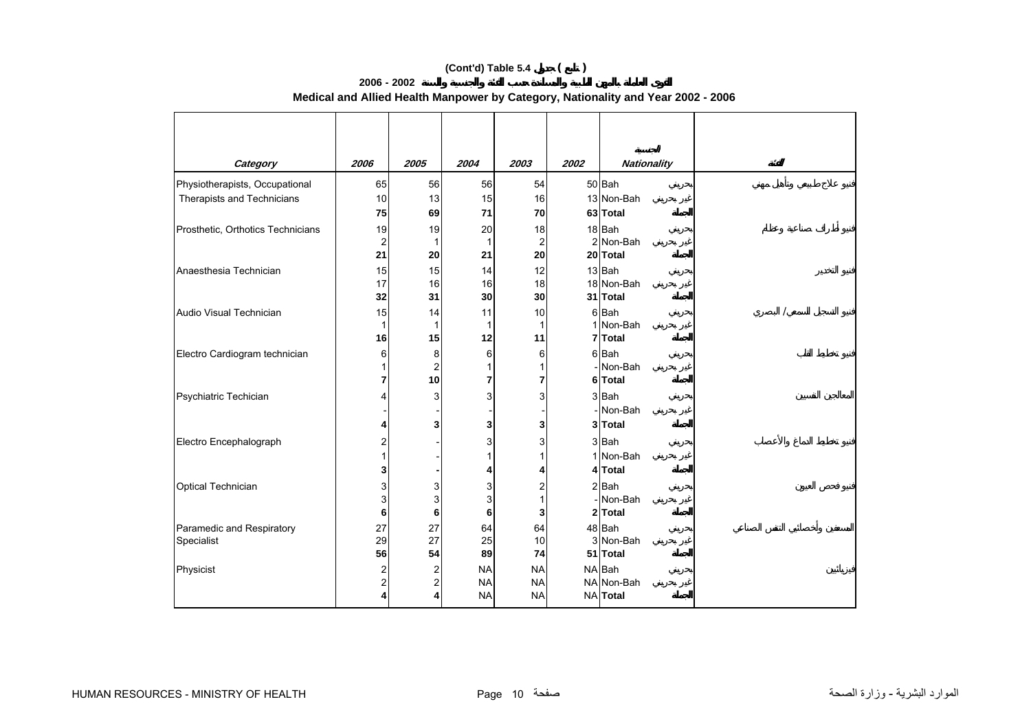# (Cont'd) Table 5.4 جدول ( تابع )

## القوى العاملة بالمهن الطبية والمساندة حسب الفئة والجنسية والسنة 2002 - 2006

## Medical and Allied Health Manpower by Category, Nationality and Year 2002 - 2006

| Category | 2006 | 2005 | 2004 | 2003 | 2002 | Nationality الجنسية | | الفئة |
|---|---|---|---|---|---|---|---|---|
| Physiotherapists, Occupational | 65 | 56 | 56 | 54 | 50 | Bah | بحريني | فنيو علاج طبيعي وتأهيل مهني |
| Therapists and Technicians | 10 | 13 | 15 | 16 | 13 | Non-Bah | غير بحريني | |
| | **75** | **69** | **71** | **70** | **63** | **Total** | **الجملة** | |
| Prosthetic, Orthotics Technicians | 19 | 19 | 20 | 18 | 18 | Bah | بحريني | فنيو أطراف صناعية وعظام |
| | 2 | 1 | 1 | 2 | 2 | Non-Bah | غير بحريني | |
| | **21** | **20** | **21** | **20** | **20** | **Total** | **الجملة** | |
| Anaesthesia Technician | 15 | 15 | 14 | 12 | 13 | Bah | بحريني | فنيو التخدير |
| | 17 | 16 | 16 | 18 | 18 | Non-Bah | غير بحريني | |
| | **32** | **31** | **30** | **30** | **31** | **Total** | **الجملة** | |
| Audio Visual Technician | 15 | 14 | 11 | 10 | 6 | Bah | بحريني | فنيو التسجيل السمعي / البصري |
| | 1 | 1 | 1 | 1 | 1 | Non-Bah | غير بحريني | |
| | **16** | **15** | **12** | **11** | **7** | **Total** | **الجملة** | |
| Electro Cardiogram technician | 6 | 8 | 6 | 6 | 6 | Bah | بحريني | فنيو تخطيط القلب |
| | 1 | 2 | 1 | 1 | - | Non-Bah | غير بحريني | |
| | **7** | **10** | **7** | **7** | **6** | **Total** | **الجملة** | |
| Psychiatric Techician | 4 | 3 | 3 | 3 | 3 | Bah | بحريني | المعالجين النفسيين |
| | - | - | - | - | - | Non-Bah | غير بحريني | |
| | **4** | **3** | **3** | **3** | **3** | **Total** | **الجملة** | |
| Electro Encephalograph | 2 | - | 3 | 3 | 3 | Bah | بحريني | فنيو تخطيط الدماغ والأعصاب |
| | 1 | - | 1 | 1 | 1 | Non-Bah | غير بحريني | |
| | **3** | **-** | **4** | **4** | **4** | **Total** | **الجملة** | |
| Optical Technician | 3 | 3 | 3 | 2 | 2 | Bah | بحريني | فنيو فحص العيون |
| | 3 | 3 | 3 | 1 | - | Non-Bah | غير بحريني | |
| | **6** | **6** | **6** | **3** | **2** | **Total** | **الجملة** | |
| Paramedic and Respiratory | 27 | 27 | 64 | 64 | 48 | Bah | بحريني | المسعفين وأخصائيي التنفس الصناعي |
| Specialist | 29 | 27 | 25 | 10 | 3 | Non-Bah | غير بحريني | |
| | **56** | **54** | **89** | **74** | **51** | **Total** | **الجملة** | |
| Physicist | 2 | 2 | NA | NA | NA | Bah | بحريني | فيزيائيين |
| | 2 | 2 | NA | NA | NA | Non-Bah | غير بحريني | |
| | **4** | **4** | **NA** | **NA** | **NA** | **Total** | **الجملة** | |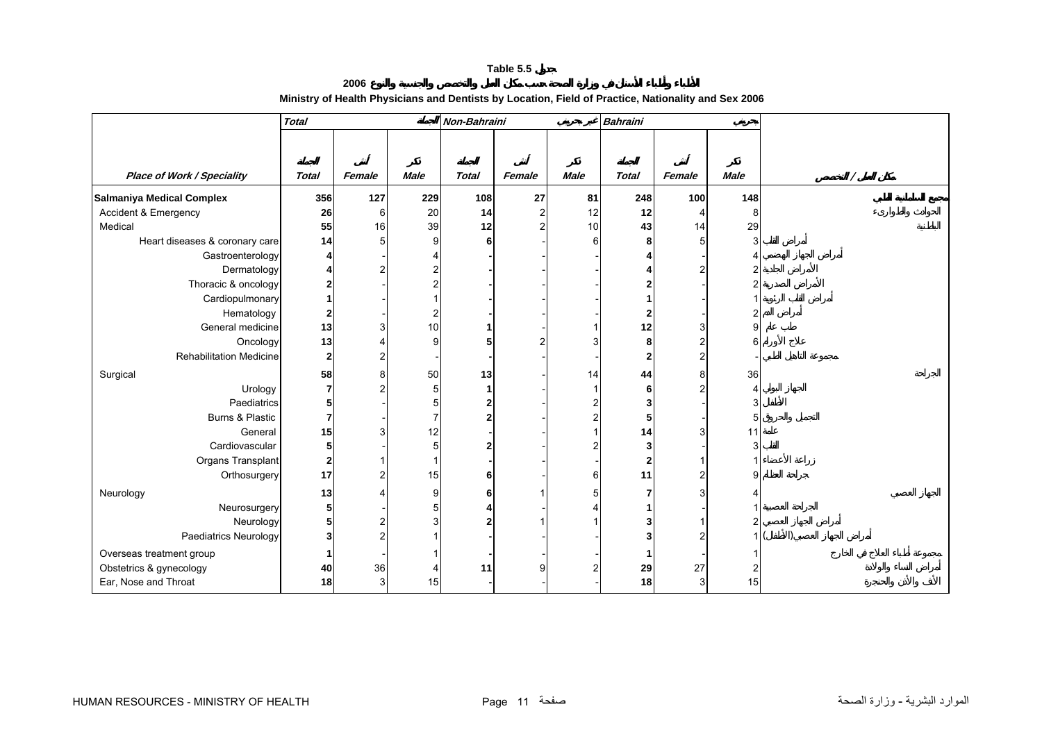**Table 5.5 جدول**

**الأطباء وأطباء الأسنان في وزارة الصحة حسب مكان العمل والتخصص والجنسية والنوع 2006**

**Ministry of Health Physicians and Dentists by Location, Field of Practice, Nationality and Sex 2006**

| Place of Work / Speciality | Total الجملة | | | Non-Bahraini غير بحريني | | | Bahraini بحريني | | | مكان العمل / التخصص |
|---|---|---|---|---|---|---|---|---|---|---|
| | Total الجملة | Female أنثى | Male ذكر | Total الجملة | Female أنثى | Male ذكر | Total الجملة | Female أنثى | Male ذكر | |
| **Salmaniya Medical Complex** | **356** | **127** | **229** | **108** | **27** | **81** | **248** | **100** | **148** | مجمع السلمانية الطبي |
| Accident & Emergency | **26** | 6 | 20 | **14** | 2 | 12 | **12** | 4 | 8 | الحوادث والطوارئ |
| Medical | **55** | 16 | 39 | **12** | 2 | 10 | **43** | 14 | 29 | الباطنية |
| Heart diseases & coronary care | **14** | 5 | 9 | **6** | - | 6 | **8** | 5 | 3 | أمراض القلب |
| Gastroenterology | **4** | - | 4 | **-** | - | - | **4** | - | 4 | أمراض الجهاز الهضمي |
| Dermatology | **4** | 2 | 2 | **-** | - | - | **4** | 2 | 2 | الأمراض الجلدية |
| Thoracic & oncology | **2** | - | 2 | **-** | - | - | **2** | - | 2 | الأمراض الصدرية |
| Cardiopulmonary | **1** | - | 1 | **-** | - | - | **1** | - | 1 | أمراض القلب الرئوية |
| Hematology | **2** | - | 2 | **-** | - | - | **2** | - | 2 | أمراض الدم |
| General medicine | **13** | 3 | 10 | **1** | - | 1 | **12** | 3 | 9 | طب عام |
| Oncology | **13** | 4 | 9 | **5** | 2 | 3 | **8** | 2 | 6 | علاج الأورام |
| Rehabilitation Medicine | **2** | 2 | - | **-** | - | - | **2** | 2 | - | مجموعة التاهيل الطبي |
| Surgical | **58** | 8 | 50 | **13** | - | 14 | **44** | 8 | 36 | الجراحة |
| Urology | **7** | 2 | 5 | **1** | - | 1 | **6** | 2 | 4 | الجهاز البولي |
| Paediatrics | **5** | - | 5 | **2** | - | 2 | **3** | - | 3 | الأطفال |
| Burns & Plastic | **7** | - | 7 | **2** | - | 2 | **5** | - | 5 | التجميل والحروق |
| General | **15** | 3 | 12 | **-** | - | 1 | **14** | 3 | 11 | عامة |
| Cardiovascular | **5** | - | 5 | **2** | - | 2 | **3** | - | 3 | القلب |
| Organs Transplant | **2** | 1 | 1 | **-** | - | - | **2** | 1 | 1 | زراعة الأعضاء |
| Orthosurgery | **17** | 2 | 15 | **6** | - | 6 | **11** | 2 | 9 | جراحة العظام |
| Neurology | **13** | 4 | 9 | **6** | 1 | 5 | **7** | 3 | 4 | الجهاز العصبي |
| Neurosurgery | **5** | - | 5 | **4** | - | 4 | **1** | - | 1 | الجراحة العصبية |
| Neurology | **5** | 2 | 3 | **2** | 1 | 1 | **3** | 1 | 2 | أمراض الجهاز العصبي |
| Paediatrics Neurology | **3** | 2 | 1 | **-** | - | - | **3** | 2 | 1 | أمراض الجهاز العصبي(الأطفال) |
| Overseas treatment group | **1** | - | 1 | **-** | - | - | **1** | - | 1 | مجموعة أطباء العلاج في الخارج |
| Obstetrics & gynecology | **40** | 36 | 4 | **11** | 9 | 2 | **29** | 27 | 2 | أمراض النساء والولادة |
| Ear, Nose and Throat | **18** | 3 | 15 | **-** | - | - | **18** | 3 | 15 | الأنف والأذن والحنجرة |

HUMAN RESOURCES - MINISTRY OF HEALTH — الموارد البشرية - وزارة الصحة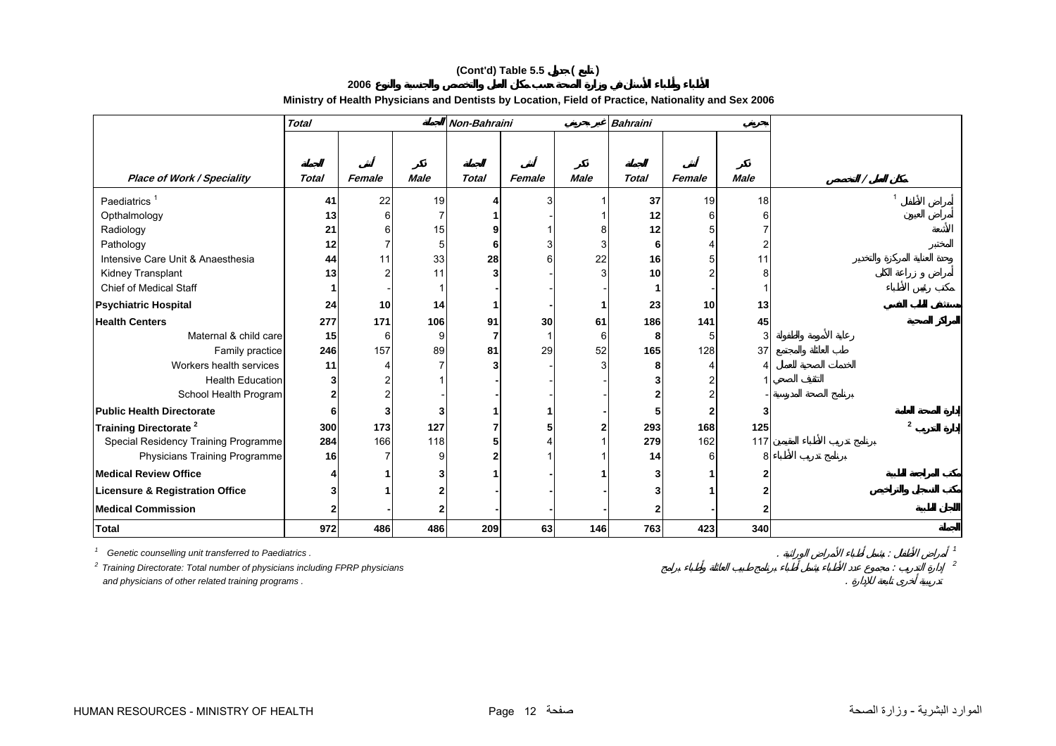**(Cont'd) Table 5.5 جدول ( تابع )**

**2006 الأطباء وأطباء الأسنان في وزارة الصحة حسب مكان العمل والتخصص والجنسية والنوع**

**Ministry of Health Physicians and Dentists by Location, Field of Practice, Nationality and Sex 2006**

| | *Total* | | الجملة | *Non-Bahraini* | | غير بحريني | *Bahraini* | | بحريني | |
|---|---|---|---|---|---|---|---|---|---|---|
| | الجملة | أنثى | ذكر | الجملة | أنثى | ذكر | الجملة | أنثى | ذكر | |
| ***Place of Work / Speciality*** | ***Total*** | ***Female*** | ***Male*** | ***Total*** | ***Female*** | ***Male*** | ***Total*** | ***Female*** | ***Male*** | **مكان العمل / التخصص** |
| Paediatrics [1] | **41** | 22 | 19 | **4** | 3 | 1 | **37** | 19 | 18 | أمراض الأطفال [1] |
| Opthalmology | **13** | 6 | 7 | **1** | - | 1 | **12** | 6 | 6 | أمراض العيون |
| Radiology | **21** | 6 | 15 | **9** | 1 | 8 | **12** | 5 | 7 | الأشعة |
| Pathology | **12** | 7 | 5 | **6** | 3 | 3 | **6** | 4 | 2 | المختبر |
| Intensive Care Unit & Anaesthesia | **44** | 11 | 33 | **28** | 6 | 22 | **16** | 5 | 11 | وحدة العناية المركزة والتخدير |
| Kidney Transplant | **13** | 2 | 11 | **3** | - | 3 | **10** | 2 | 8 | أمراض و زراعة الكلى |
| Chief of Medical Staff | **1** | - | 1 | **-** | - | - | **1** | - | 1 | مكتب رئيس الأطباء |
| **Psychiatric Hospital** | **24** | **10** | **14** | **1** | **-** | **1** | **23** | **10** | **13** | **مستشفى الطب النفسي** |
| **Health Centers** | **277** | **171** | **106** | **91** | **30** | **61** | **186** | **141** | **45** | **المراكز الصحية** |
| Maternal & child care | **15** | 6 | 9 | **7** | 1 | 6 | **8** | 5 | 3 | رعاية الأمومة والطفولة |
| Family practice | **246** | 157 | 89 | **81** | 29 | 52 | **165** | 128 | 37 | طب العائلة والمجتمع |
| Workers health services | **11** | 4 | 7 | **3** | - | 3 | **8** | 4 | 4 | الخدمات الصحية للعمال |
| Health Education | **3** | 2 | 1 | **-** | - | - | **3** | 2 | 1 | التثقيف الصحي |
| School Health Program | **2** | 2 | - | **-** | - | - | **2** | 2 | - | برنامج الصحة المدرسية |
| **Public Health Directorate** | **6** | **3** | **3** | **1** | **1** | **-** | **5** | **2** | **3** | **إدارة الصحة العامة** |
| **Training Directorate [2]** | **300** | **173** | **127** | **7** | **5** | **2** | **293** | **168** | **125** | **إدارة التدريب [2]** |
| Special Residency Training Programme | **284** | 166 | 118 | **5** | 4 | 1 | **279** | 162 | 117 | برنامج تدريب الأطباء المقيمين |
| Physicians Training Programme | **16** | 7 | 9 | **2** | 1 | 1 | **14** | 6 | 8 | برنامج تدريب الأطباء |
| **Medical Review Office** | **4** | **1** | **3** | **1** | **-** | **1** | **3** | **1** | **2** | **مكتب المراجعة الطبية** |
| **Licensure & Registration Office** | **3** | **1** | **2** | **-** | **-** | **-** | **3** | **1** | **2** | **مكتب التسجيل والتراخيص** |
| **Medical Commission** | **2** | **-** | **2** | **-** | **-** | **-** | **2** | **-** | **2** | **اللجان الطبية** |
| **Total** | **972** | **486** | **486** | **209** | **63** | **146** | **763** | **423** | **340** | **الجملة** |

[1] Genetic counselling unit transferred to Paediatrics .

[1] أمراض الأطفال : يشمل أطباء الأمراض الوراثية .

[2] Training Directorate: Total number of physicians including FPRP physicians and physicians of other related training programs .

[2] إدارة التدريب : مجموع عدد الأطباء يشمل أطباء برنامج طبيب العائلة وأطباء برامج تدريبية أخرى تابعة للإدارة .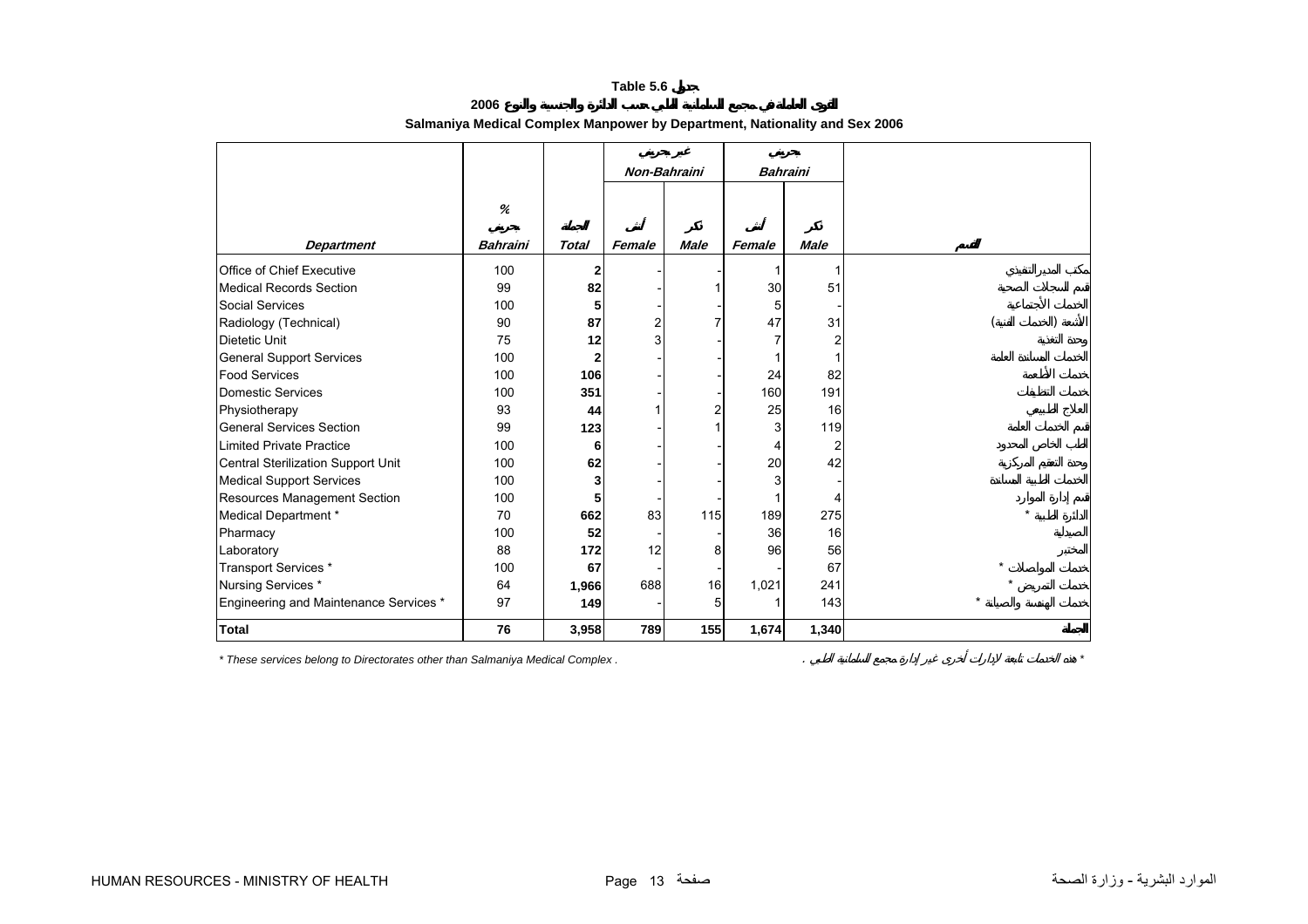# Table 5.6 جدول

## القوى العاملة في مجمع السلمانية الطبي حسب الدائرة والجنسية والنوع 2006

## Salmaniya Medical Complex Manpower by Department, Nationality and Sex 2006

| | % | | غير بحريني Non-Bahraini | | بحريني Bahraini | | |
|---|---|---|---|---|---|---|---|
| **Department** | بحريني **Bahraini** | الجملة **Total** | أنثى **Female** | ذكر **Male** | أنثى **Female** | ذكر **Male** | القسم |
| Office of Chief Executive | 100 | **2** | - | - | 1 | 1 | مكتب المدير التنفيذي |
| Medical Records Section | 99 | **82** | - | 1 | 30 | 51 | قسم السجلات الصحية |
| Social Services | 100 | **5** | - | - | 5 | - | الخدمات الأجتماعية |
| Radiology (Technical) | 90 | **87** | 2 | 7 | 47 | 31 | الأشعة (الخدمات الفنية) |
| Dietetic Unit | 75 | **12** | 3 | - | 7 | 2 | وحدة التغذية |
| General Support Services | 100 | **2** | - | - | 1 | 1 | الخدمات المساندة العامة |
| Food Services | 100 | **106** | - | - | 24 | 82 | خدمات الأطعمة |
| Domestic Services | 100 | **351** | - | - | 160 | 191 | خدمات التنظيفات |
| Physiotherapy | 93 | **44** | 1 | 2 | 25 | 16 | العلاج الطبيعي |
| General Services Section | 99 | **123** | - | 1 | 3 | 119 | قسم الخدمات العامة |
| Limited Private Practice | 100 | **6** | - | - | 4 | 2 | الطب الخاص المحدود |
| Central Sterilization Support Unit | 100 | **62** | - | - | 20 | 42 | وحدة التعقيم المركزية |
| Medical Support Services | 100 | **3** | - | - | 3 | - | الخدمات الطبية المساندة |
| Resources Management Section | 100 | **5** | - | - | 1 | 4 | قسم إدارة الموارد |
| Medical Department * | 70 | **662** | 83 | 115 | 189 | 275 | الدائرة الطبية * |
| Pharmacy | 100 | **52** | - | - | 36 | 16 | الصيدلية |
| Laboratory | 88 | **172** | 12 | 8 | 96 | 56 | المختبر |
| Transport Services * | 100 | **67** | - | - | - | 67 | خدمات المواصلات * |
| Nursing Services * | 64 | **1,966** | 688 | 16 | 1,021 | 241 | خدمات التمريض * |
| Engineering and Maintenance Services * | 97 | **149** | - | 5 | 1 | 143 | خدمات الهندسة والصيانة * |
| **Total** | **76** | **3,958** | **789** | **155** | **1,674** | **1,340** | **الجملة** |

* These services belong to Directorates other than Salmaniya Medical Complex .

* هذه الخدمات تابعة لإدارات أخرى غير إدارة مجمع السلمانية الطبي .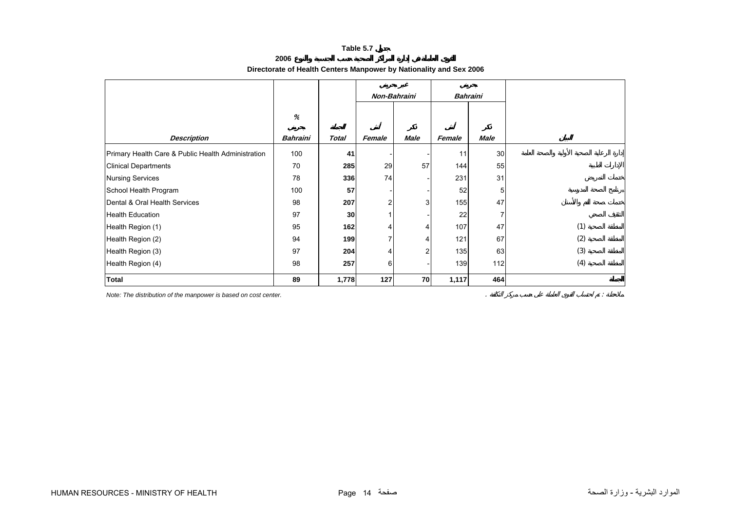**Table 5.7 جدول**

**2006 القوى العاملة في إدارة المراكز الصحية حسب الجنسية والنوع**

**Directorate of Health Centers Manpower by Nationality and Sex 2006**

| | | | غير بحريني *Non-Bahraini* | | بحريني *Bahraini* | | |
|---|---|---|---|---|---|---|---|
| *Description* | % بحريني *Bahraini* | المجموع *Total* | أنثى *Female* | ذكر *Male* | أنثى *Female* | ذكر *Male* | البيان |
| Primary Health Care & Public Health Administration | 100 | **41** | - | - | 11 | 30 | إدارة الرعاية الصحية الأولية والصحة العامة |
| Clinical Departments | 70 | **285** | 29 | 57 | 144 | 55 | الإدارات الطبية |
| Nursing Services | 78 | **336** | 74 | - | 231 | 31 | خدمات التمريض |
| School Health Program | 100 | **57** | - | - | 52 | 5 | برنامج الصحة المدرسية |
| Dental & Oral Health Services | 98 | **207** | 2 | 3 | 155 | 47 | خدمات صحة الفم والأسنان |
| Health Education | 97 | **30** | 1 | - | 22 | 7 | التثقيف الصحي |
| Health Region (1) | 95 | **162** | 4 | 4 | 107 | 47 | المنطقة الصحية (1) |
| Health Region (2) | 94 | **199** | 7 | 4 | 121 | 67 | المنطقة الصحية (2) |
| Health Region (3) | 97 | **204** | 4 | 2 | 135 | 63 | المنطقة الصحية (3) |
| Health Region (4) | 98 | **257** | 6 | - | 139 | 112 | المنطقة الصحية (4) |
| **Total** | **89** | **1,778** | **127** | **70** | **1,117** | **464** | **المجموع** |

*Note: The distribution of the manpower is based on cost center.*

ملاحظة : تم احتساب القوى العاملة على حسب مركز التكلفة .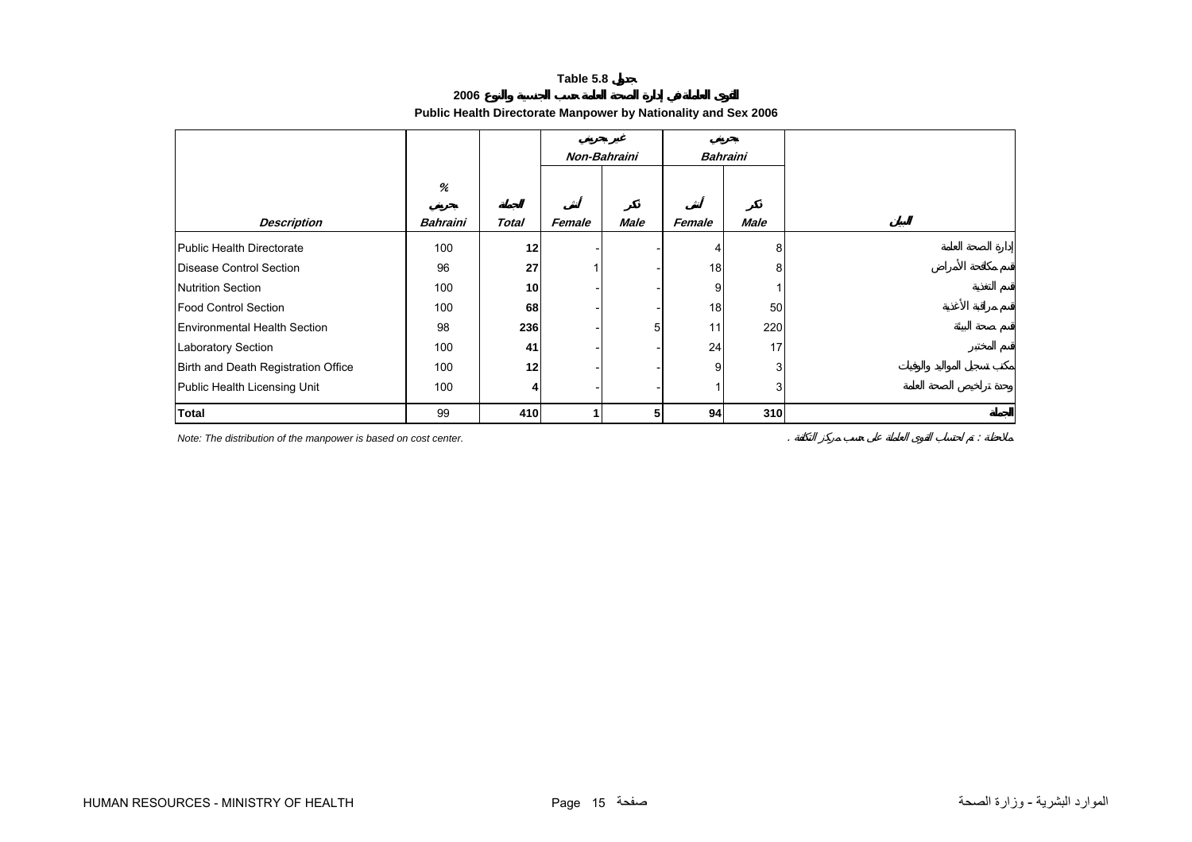# Table 5.8 جدول

## القوى العاملة في إدارة الصحة العامة حسب الجنسية والنوع 2006

## Public Health Directorate Manpower by Nationality and Sex 2006

| | | | غير بحريني Non-Bahraini | | بحريني Bahraini | | |
|---|---|---|---|---|---|---|---|
| **Description** | % بحريني **Bahraini** | المجموع **Total** | أنثى **Female** | ذكر **Male** | أنثى **Female** | ذكر **Male** | البيان |
| Public Health Directorate | 100 | **12** | - | - | 4 | 8 | إدارة الصحة العامة |
| Disease Control Section | 96 | **27** | 1 | - | 18 | 8 | قسم مكافحة الأمراض |
| Nutrition Section | 100 | **10** | - | - | 9 | 1 | قسم التغذية |
| Food Control Section | 100 | **68** | - | - | 18 | 50 | قسم مراقبة الأغذية |
| Environmental Health Section | 98 | **236** | - | 5 | 11 | 220 | قسم صحة البيئة |
| Laboratory Section | 100 | **41** | - | - | 24 | 17 | قسم المختبر |
| Birth and Death Registration Office | 100 | **12** | - | - | 9 | 3 | مكتب تسجيل المواليد والوفيات |
| Public Health Licensing Unit | 100 | **4** | - | - | 1 | 3 | وحدة تراخيص الصحة العامة |
| **Total** | 99 | **410** | **1** | **5** | **94** | **310** | **المجموع** |

*Note: The distribution of the manpower is based on cost center.*

ملاحظة : تم احتساب القوى العاملة على حسب مركز التكلفة .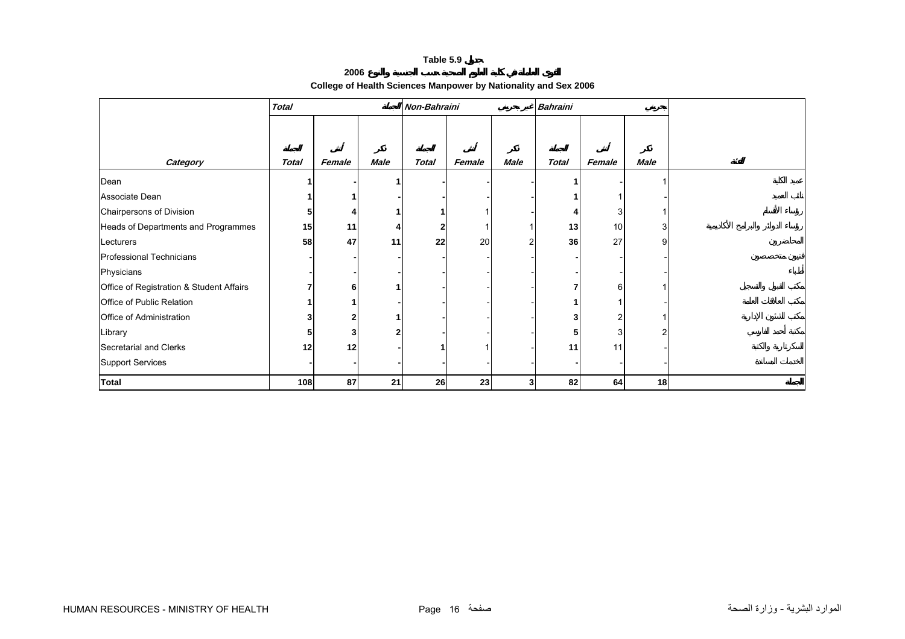# Table 5.9 جدول

## 2006 القوى العاملة في كلية العلوم الصحية حسب الجنسية والنوع

## College of Health Sciences Manpower by Nationality and Sex 2006

| | Total الجملة | | | Non-Bahraini غير بحريني | | | Bahraini بحريني | | | |
|---|---|---|---|---|---|---|---|---|---|---|
| Category | الجملة Total | أنثى Female | ذكر Male | الجملة Total | أنثى Female | ذكر Male | الجملة Total | أنثى Female | ذكر Male | الفئة |
| Dean | 1 | - | 1 | - | - | - | 1 | - | 1 | عميد الكلية |
| Associate Dean | 1 | 1 | - | - | - | - | 1 | 1 | - | نائب العميد |
| Chairpersons of Division | 5 | 4 | 1 | 1 | 1 | - | 4 | 3 | 1 | رؤساء الأقسام |
| Heads of Departments and Programmes | 15 | 11 | 4 | 2 | 1 | 1 | 13 | 10 | 3 | رؤساء الدوائر والبرامج الأكاديمية |
| Lecturers | 58 | 47 | 11 | 22 | 20 | 2 | 36 | 27 | 9 | المحاضرون |
| Professional Technicians | - | - | - | - | - | - | - | - | - | فنيون متخصصون |
| Physicians | - | - | - | - | - | - | - | - | - | أطباء |
| Office of Registration & Student Affairs | 7 | 6 | 1 | - | - | - | 7 | 6 | 1 | مكتب القبول والتسجيل |
| Office of Public Relation | 1 | 1 | - | - | - | - | 1 | 1 | - | مكتب العلاقات العامة |
| Office of Administration | 3 | 2 | 1 | - | - | - | 3 | 2 | 1 | مكتب الشئون الإدارية |
| Library | 5 | 3 | 2 | - | - | - | 5 | 3 | 2 | مكتبة أحمد الفارسي |
| Secretarial and Clerks | 12 | 12 | - | 1 | 1 | - | 11 | 11 | - | السكرتارية والكتبة |
| Support Services | - | - | - | - | - | - | - | - | - | الخدمات المساندة |
| **Total** | **108** | **87** | **21** | **26** | **23** | **3** | **82** | **64** | **18** | **الجملة** |